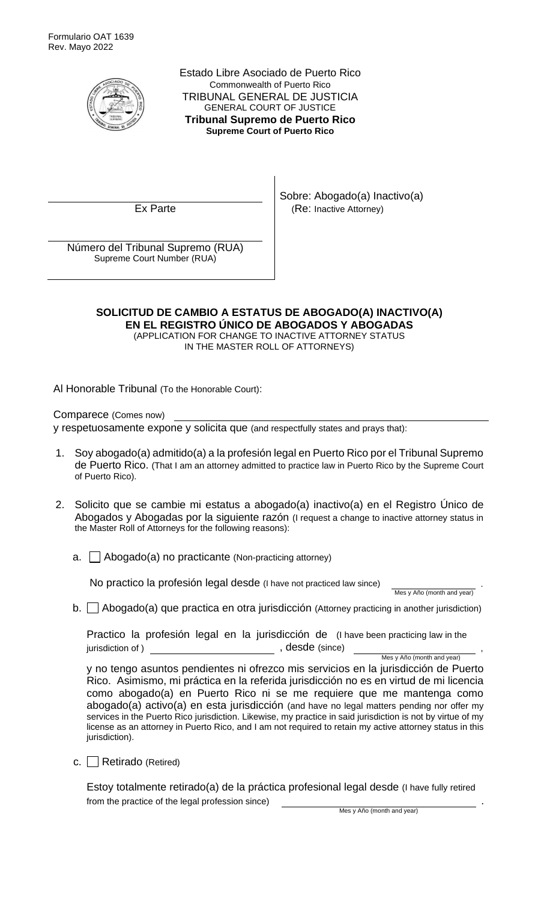Formulario OAT 1639
Rev. Mayo 2022

Estado Libre Asociado de Puerto Rico
Commonwealth of Puerto Rico
TRIBUNAL GENERAL DE JUSTICIA
GENERAL COURT OF JUSTICE
**Tribunal Supremo de Puerto Rico**
**Supreme Court of Puerto Rico**

| | |
|---|---|
| ______________________________ Ex Parte | Sobre: Abogado(a) Inactivo(a) (Re: Inactive Attorney) |
| ______________________________ Número del Tribunal Supremo (RUA) Supreme Court Number (RUA) | |

## SOLICITUD DE CAMBIO A ESTATUS DE ABOGADO(A) INACTIVO(A) EN EL REGISTRO ÚNICO DE ABOGADOS Y ABOGADAS

(APPLICATION FOR CHANGE TO INACTIVE ATTORNEY STATUS IN THE MASTER ROLL OF ATTORNEYS)

Al Honorable Tribunal (To the Honorable Court):

Comparece (Comes now) ______________________________
y respetuosamente expone y solicita que (and respectfully states and prays that):

1. Soy abogado(a) admitido(a) a la profesión legal en Puerto Rico por el Tribunal Supremo de Puerto Rico. (That I am an attorney admitted to practice law in Puerto Rico by the Supreme Court of Puerto Rico).

2. Solicito que se cambie mi estatus a abogado(a) inactivo(a) en el Registro Único de Abogados y Abogadas por la siguiente razón (I request a change to inactive attorney status in the Master Roll of Attorneys for the following reasons):

   a. ☐ Abogado(a) no practicante (Non-practicing attorney)

   No practico la profesión legal desde (I have not practiced law since) ______________ .
   Mes y Año (month and year)

   b. ☐ Abogado(a) que practica en otra jurisdicción (Attorney practicing in another jurisdiction)

   Practico la profesión legal en la jurisdicción de (I have been practicing law in the jurisdiction of ) ______________ , desde (since) ______________ ,
   Mes y Año (month and year)

   y no tengo asuntos pendientes ni ofrezco mis servicios en la jurisdicción de Puerto Rico. Asimismo, mi práctica en la referida jurisdicción no es en virtud de mi licencia como abogado(a) en Puerto Rico ni se me requiere que me mantenga como abogado(a) activo(a) en esta jurisdicción (and have no legal matters pending nor offer my services in the Puerto Rico jurisdiction. Likewise, my practice in said jurisdiction is not by virtue of my license as an attorney in Puerto Rico, and I am not required to retain my active attorney status in this jurisdiction).

   c. ☐ Retirado (Retired)

   Estoy totalmente retirado(a) de la práctica profesional legal desde (I have fully retired from the practice of the legal profession since) ______________ .
   Mes y Año (month and year)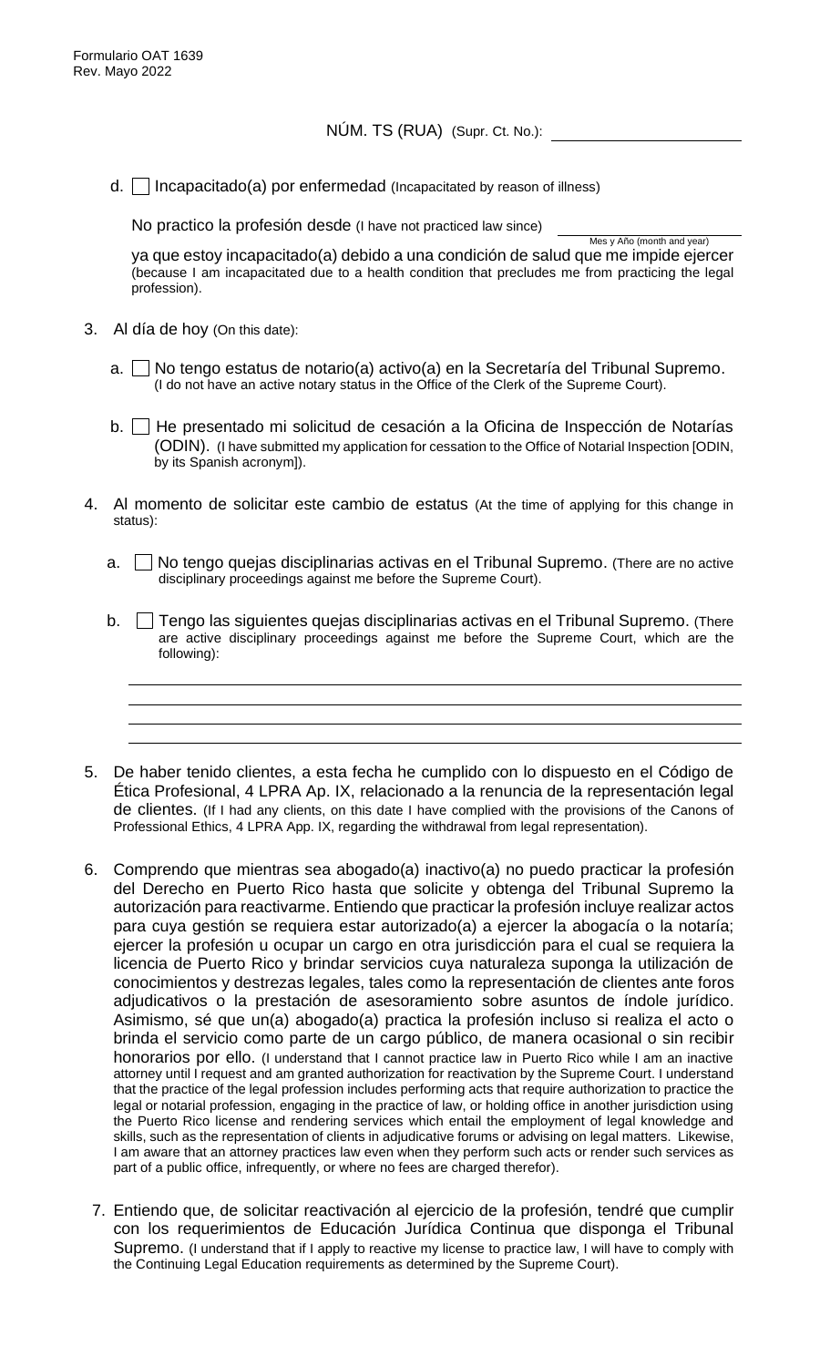Formulario OAT 1639
Rev. Mayo 2022

NÚM. TS (RUA) (Supr. Ct. No.): ____________________

d. ☐ Incapacitado(a) por enfermedad (Incapacitated by reason of illness)

No practico la profesión desde (I have not practiced law since) ____________________
Mes y Año (month and year)

ya que estoy incapacitado(a) debido a una condición de salud que me impide ejercer (because I am incapacitated due to a health condition that precludes me from practicing the legal profession).

3. Al día de hoy (On this date):

   a. ☐ No tengo estatus de notario(a) activo(a) en la Secretaría del Tribunal Supremo. (I do not have an active notary status in the Office of the Clerk of the Supreme Court).

   b. ☐ He presentado mi solicitud de cesación a la Oficina de Inspección de Notarías (ODIN). (I have submitted my application for cessation to the Office of Notarial Inspection [ODIN, by its Spanish acronym]).

4. Al momento de solicitar este cambio de estatus (At the time of applying for this change in status):

   a. ☐ No tengo quejas disciplinarias activas en el Tribunal Supremo. (There are no active disciplinary proceedings against me before the Supreme Court).

   b. ☐ Tengo las siguientes quejas disciplinarias activas en el Tribunal Supremo. (There are active disciplinary proceedings against me before the Supreme Court, which are the following):

   ____________________________________________________________
   ____________________________________________________________
   ____________________________________________________________
   ____________________________________________________________

5. De haber tenido clientes, a esta fecha he cumplido con lo dispuesto en el Código de Ética Profesional, 4 LPRA Ap. IX, relacionado a la renuncia de la representación legal de clientes. (If I had any clients, on this date I have complied with the provisions of the Canons of Professional Ethics, 4 LPRA App. IX, regarding the withdrawal from legal representation).

6. Comprendo que mientras sea abogado(a) inactivo(a) no puedo practicar la profesión del Derecho en Puerto Rico hasta que solicite y obtenga del Tribunal Supremo la autorización para reactivarme. Entiendo que practicar la profesión incluye realizar actos para cuya gestión se requiera estar autorizado(a) a ejercer la abogacía o la notaría; ejercer la profesión u ocupar un cargo en otra jurisdicción para el cual se requiera la licencia de Puerto Rico y brindar servicios cuya naturaleza suponga la utilización de conocimientos y destrezas legales, tales como la representación de clientes ante foros adjudicativos o la prestación de asesoramiento sobre asuntos de índole jurídico. Asimismo, sé que un(a) abogado(a) practica la profesión incluso si realiza el acto o brinda el servicio como parte de un cargo público, de manera ocasional o sin recibir honorarios por ello. (I understand that I cannot practice law in Puerto Rico while I am an inactive attorney until I request and am granted authorization for reactivation by the Supreme Court. I understand that the practice of the legal profession includes performing acts that require authorization to practice the legal or notarial profession, engaging in the practice of law, or holding office in another jurisdiction using the Puerto Rico license and rendering services which entail the employment of legal knowledge and skills, such as the representation of clients in adjudicative forums or advising on legal matters. Likewise, I am aware that an attorney practices law even when they perform such acts or render such services as part of a public office, infrequently, or where no fees are charged therefor).

7. Entiendo que, de solicitar reactivación al ejercicio de la profesión, tendré que cumplir con los requerimientos de Educación Jurídica Continua que disponga el Tribunal Supremo. (I understand that if I apply to reactive my license to practice law, I will have to comply with the Continuing Legal Education requirements as determined by the Supreme Court).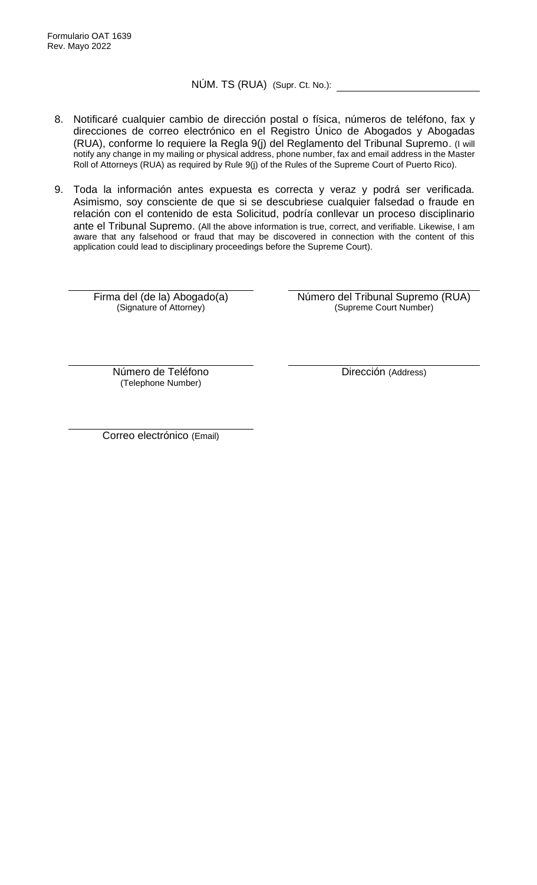Formulario OAT 1639
Rev. Mayo 2022

NÚM. TS (RUA) (Supr. Ct. No.): ____________________

8. Notificaré cualquier cambio de dirección postal o física, números de teléfono, fax y direcciones de correo electrónico en el Registro Único de Abogados y Abogadas (RUA), conforme lo requiere la Regla 9(j) del Reglamento del Tribunal Supremo. (I will notify any change in my mailing or physical address, phone number, fax and email address in the Master Roll of Attorneys (RUA) as required by Rule 9(j) of the Rules of the Supreme Court of Puerto Rico).

9. Toda la información antes expuesta es correcta y veraz y podrá ser verificada. Asimismo, soy consciente de que si se descubriese cualquier falsedad o fraude en relación con el contenido de esta Solicitud, podría conllevar un proceso disciplinario ante el Tribunal Supremo. (All the above information is true, correct, and verifiable. Likewise, I am aware that any falsehood or fraud that may be discovered in connection with the content of this application could lead to disciplinary proceedings before the Supreme Court).

____________________
Firma del (de la) Abogado(a)
(Signature of Attorney)

____________________
Número del Tribunal Supremo (RUA)
(Supreme Court Number)

____________________
Número de Teléfono
(Telephone Number)

____________________
Dirección (Address)

____________________
Correo electrónico (Email)